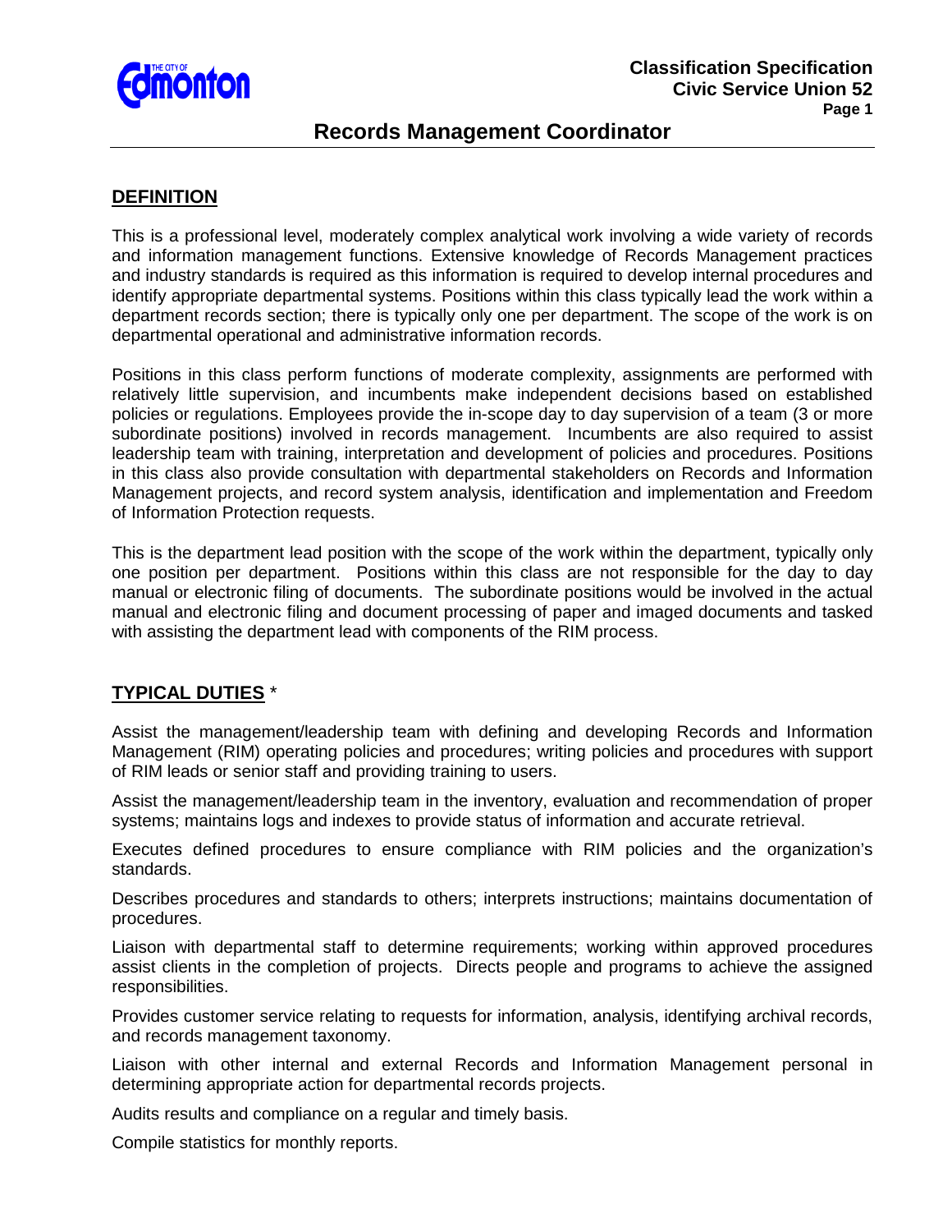# Records Management Coordinator

## DEFINITION

This is a professional level, moderately complex analytical work involving a wide variety of records and information management functions. Extensive knowledge of Records Management practices and industry standards is required as this information is required to develop internal procedures and identify appropriate departmental systems. Positions within this class typically lead the work within a department records section; there is typically only one per department. The scope of the work is on departmental operational and administrative information records.

Positions in this class perform functions of moderate complexity, assignments are performed with relatively little supervision, and incumbents make independent decisions based on established policies or regulations. Employees provide the in-scope day to day supervision of a team (3 or more subordinate positions) involved in records management. Incumbents are also required to assist leadership team with training, interpretation and development of policies and procedures. Positions in this class also provide consultation with departmental stakeholders on Records and Information Management projects, and record system analysis, identification and implementation and Freedom of Information Protection requests.

This is the department lead position with the scope of the work within the department, typically only one position per department. Positions within this class are not responsible for the day to day manual or electronic filing of documents. The subordinate positions would be involved in the actual manual and electronic filing and document processing of paper and imaged documents and tasked with assisting the department lead with components of the RIM process.

## TYPICAL DUTIES *

Assist the management/leadership team with defining and developing Records and Information Management (RIM) operating policies and procedures; writing policies and procedures with support of RIM leads or senior staff and providing training to users.

Assist the management/leadership team in the inventory, evaluation and recommendation of proper systems; maintains logs and indexes to provide status of information and accurate retrieval.

Executes defined procedures to ensure compliance with RIM policies and the organization's standards.

Describes procedures and standards to others; interprets instructions; maintains documentation of procedures.

Liaison with departmental staff to determine requirements; working within approved procedures assist clients in the completion of projects. Directs people and programs to achieve the assigned responsibilities.

Provides customer service relating to requests for information, analysis, identifying archival records, and records management taxonomy.

Liaison with other internal and external Records and Information Management personal in determining appropriate action for departmental records projects.

Audits results and compliance on a regular and timely basis.

Compile statistics for monthly reports.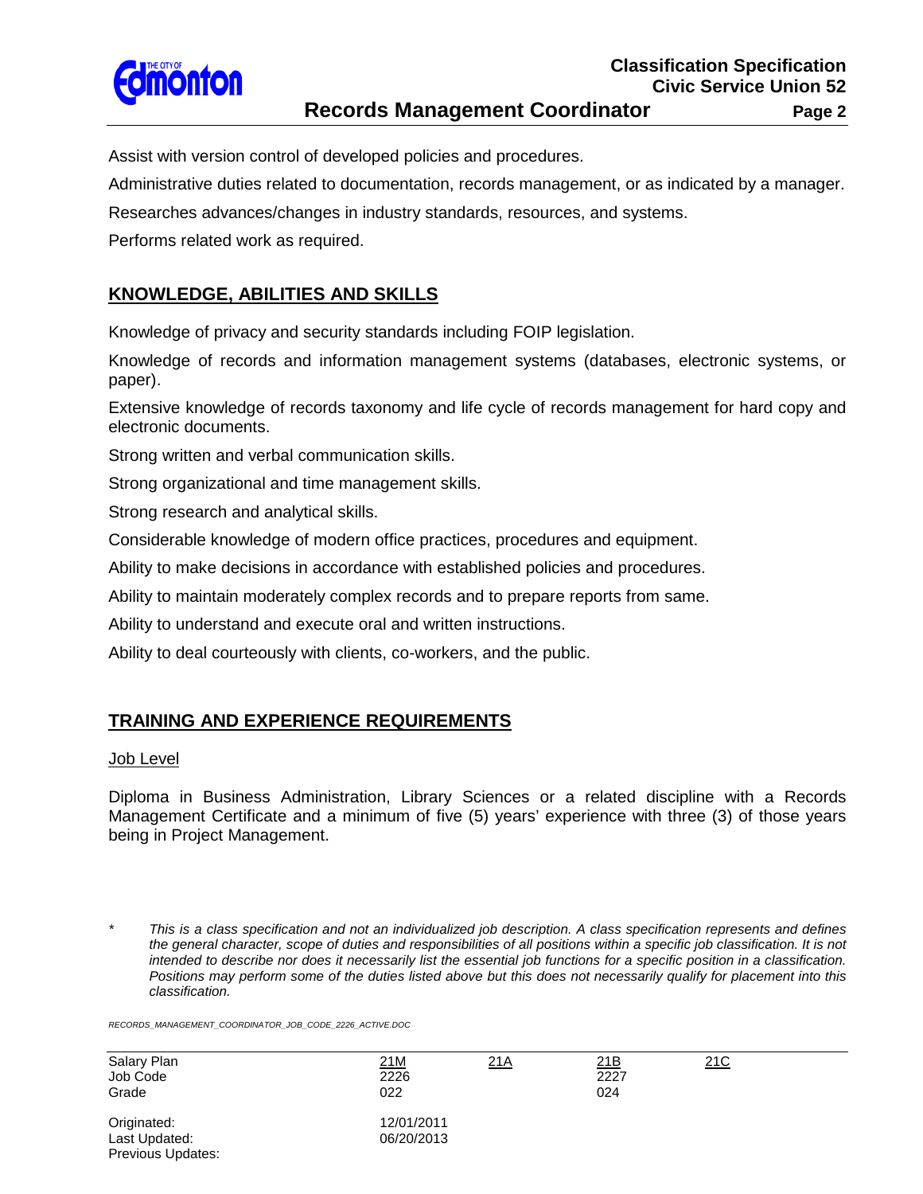Assist with version control of developed policies and procedures.

Administrative duties related to documentation, records management, or as indicated by a manager.

Researches advances/changes in industry standards, resources, and systems.

Performs related work as required.

## KNOWLEDGE, ABILITIES AND SKILLS

Knowledge of privacy and security standards including FOIP legislation.

Knowledge of records and information management systems (databases, electronic systems, or paper).

Extensive knowledge of records taxonomy and life cycle of records management for hard copy and electronic documents.

Strong written and verbal communication skills.

Strong organizational and time management skills.

Strong research and analytical skills.

Considerable knowledge of modern office practices, procedures and equipment.

Ability to make decisions in accordance with established policies and procedures.

Ability to maintain moderately complex records and to prepare reports from same.

Ability to understand and execute oral and written instructions.

Ability to deal courteously with clients, co-workers, and the public.

## TRAINING AND EXPERIENCE REQUIREMENTS

Job Level

Diploma in Business Administration, Library Sciences or a related discipline with a Records Management Certificate and a minimum of five (5) years' experience with three (3) of those years being in Project Management.

\* *This is a class specification and not an individualized job description. A class specification represents and defines the general character, scope of duties and responsibilities of all positions within a specific job classification. It is not intended to describe nor does it necessarily list the essential job functions for a specific position in a classification. Positions may perform some of the duties listed above but this does not necessarily qualify for placement into this classification.*

*RECORDS_MANAGEMENT_COORDINATOR_JOB_CODE_2226_ACTIVE.DOC*

| | | | | |
|---|---|---|---|---|
| Salary Plan | 21M | 21A | 21B | 21C |
| Job Code | 2226 | | 2227 | |
| Grade | 022 | | 024 | |
| Originated: | 12/01/2011 | | | |
| Last Updated: | 06/20/2013 | | | |
| Previous Updates: | | | | |